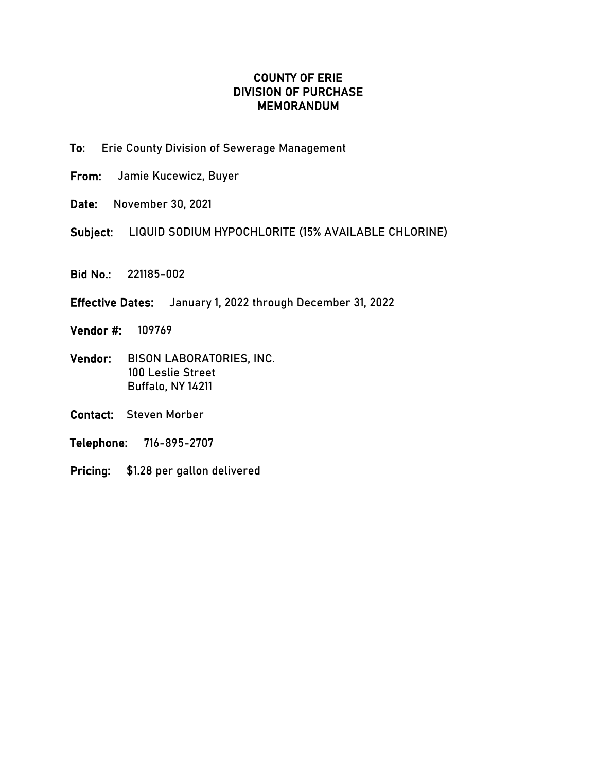# COUNTY OF ERIE
# DIVISION OF PURCHASE
# MEMORANDUM

**To:** Erie County Division of Sewerage Management

**From:** Jamie Kucewicz, Buyer

**Date:** November 30, 2021

**Subject:** LIQUID SODIUM HYPOCHLORITE (15% AVAILABLE CHLORINE)

**Bid No.:** 221185-002

**Effective Dates:** January 1, 2022 through December 31, 2022

**Vendor #:** 109769

**Vendor:** BISON LABORATORIES, INC.
100 Leslie Street
Buffalo, NY 14211

**Contact:** Steven Morber

**Telephone:** 716-895-2707

**Pricing:** $1.28 per gallon delivered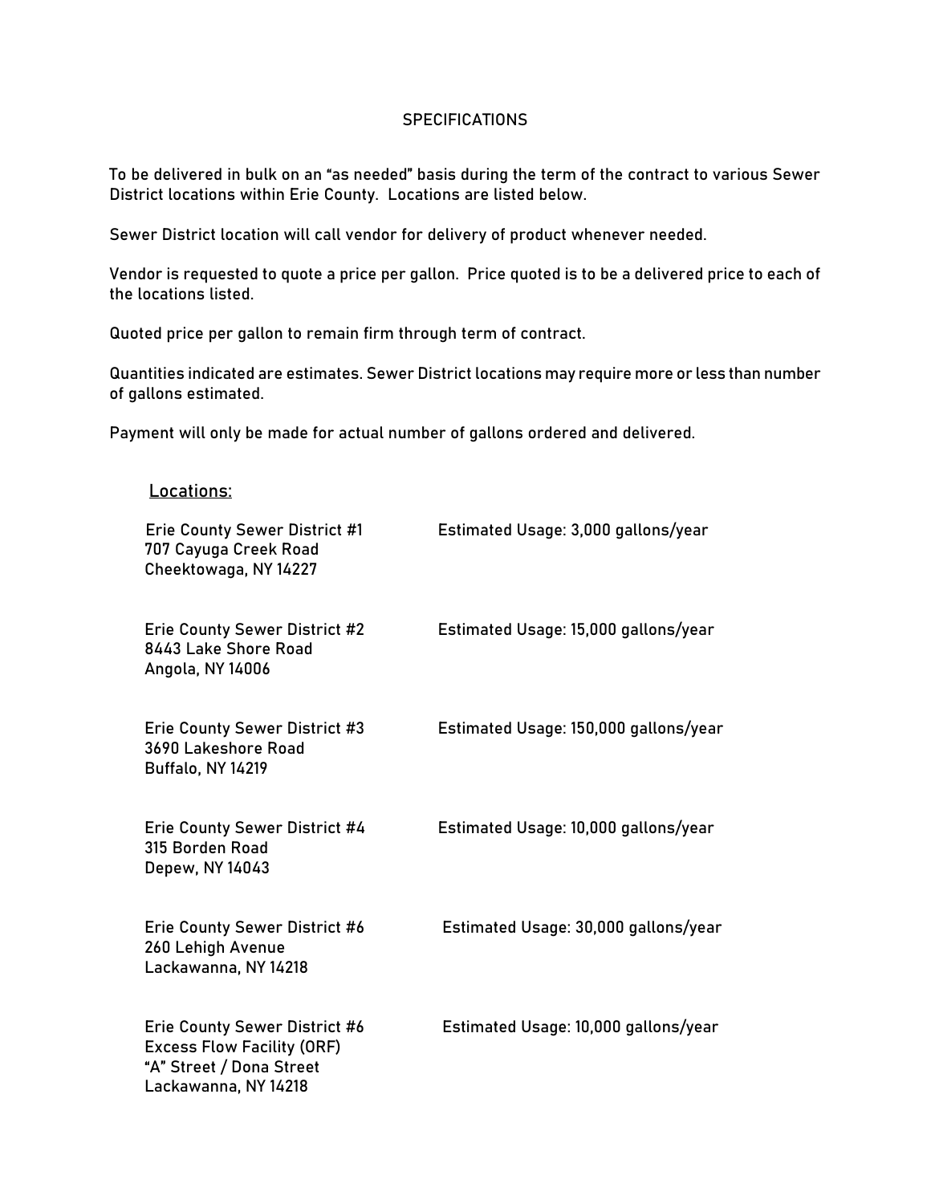# SPECIFICATIONS

To be delivered in bulk on an "as needed" basis during the term of the contract to various Sewer District locations within Erie County. Locations are listed below.

Sewer District location will call vendor for delivery of product whenever needed.

Vendor is requested to quote a price per gallon. Price quoted is to be a delivered price to each of the locations listed.

Quoted price per gallon to remain firm through term of contract.

Quantities indicated are estimates. Sewer District locations may require more or less than number of gallons estimated.

Payment will only be made for actual number of gallons ordered and delivered.

## Locations:

Erie County Sewer District #1
707 Cayuga Creek Road
Cheektowaga, NY 14227

Estimated Usage: 3,000 gallons/year

Erie County Sewer District #2
8443 Lake Shore Road
Angola, NY 14006

Estimated Usage: 15,000 gallons/year

Erie County Sewer District #3
3690 Lakeshore Road
Buffalo, NY 14219

Estimated Usage: 150,000 gallons/year

Erie County Sewer District #4
315 Borden Road
Depew, NY 14043

Estimated Usage: 10,000 gallons/year

Erie County Sewer District #6
260 Lehigh Avenue
Lackawanna, NY 14218

Estimated Usage: 30,000 gallons/year

Erie County Sewer District #6
Excess Flow Facility (ORF)
"A" Street / Dona Street
Lackawanna, NY 14218

Estimated Usage: 10,000 gallons/year